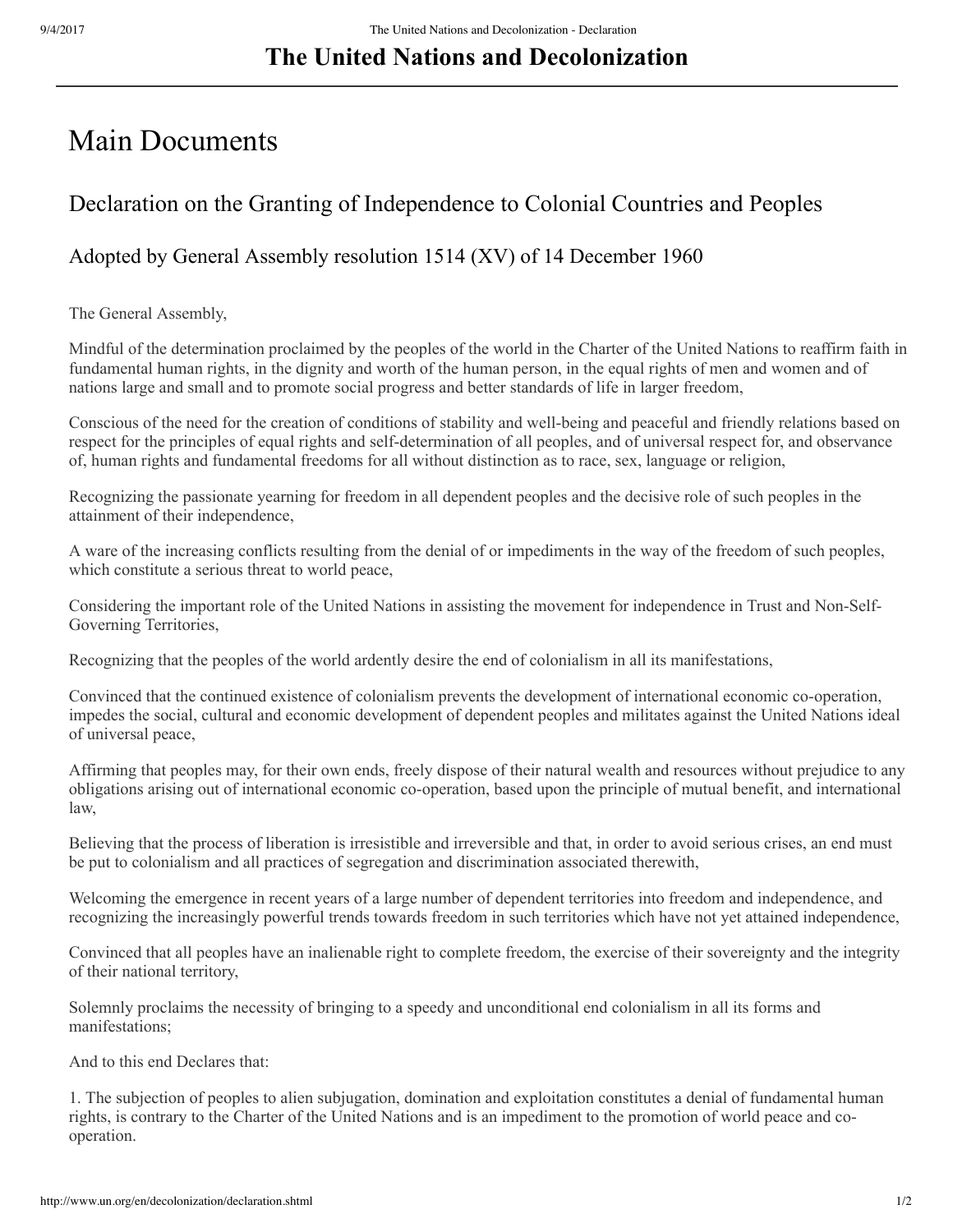# The United Nations and Decolonization

## Main Documents

### Declaration on the Granting of Independence to Colonial Countries and Peoples

### Adopted by General Assembly resolution 1514 (XV) of 14 December 1960

The General Assembly,

Mindful of the determination proclaimed by the peoples of the world in the Charter of the United Nations to reaffirm faith in fundamental human rights, in the dignity and worth of the human person, in the equal rights of men and women and of nations large and small and to promote social progress and better standards of life in larger freedom,

Conscious of the need for the creation of conditions of stability and well-being and peaceful and friendly relations based on respect for the principles of equal rights and self-determination of all peoples, and of universal respect for, and observance of, human rights and fundamental freedoms for all without distinction as to race, sex, language or religion,

Recognizing the passionate yearning for freedom in all dependent peoples and the decisive role of such peoples in the attainment of their independence,

A ware of the increasing conflicts resulting from the denial of or impediments in the way of the freedom of such peoples, which constitute a serious threat to world peace,

Considering the important role of the United Nations in assisting the movement for independence in Trust and Non-Self-Governing Territories,

Recognizing that the peoples of the world ardently desire the end of colonialism in all its manifestations,

Convinced that the continued existence of colonialism prevents the development of international economic co-operation, impedes the social, cultural and economic development of dependent peoples and militates against the United Nations ideal of universal peace,

Affirming that peoples may, for their own ends, freely dispose of their natural wealth and resources without prejudice to any obligations arising out of international economic co-operation, based upon the principle of mutual benefit, and international law,

Believing that the process of liberation is irresistible and irreversible and that, in order to avoid serious crises, an end must be put to colonialism and all practices of segregation and discrimination associated therewith,

Welcoming the emergence in recent years of a large number of dependent territories into freedom and independence, and recognizing the increasingly powerful trends towards freedom in such territories which have not yet attained independence,

Convinced that all peoples have an inalienable right to complete freedom, the exercise of their sovereignty and the integrity of their national territory,

Solemnly proclaims the necessity of bringing to a speedy and unconditional end colonialism in all its forms and manifestations;

And to this end Declares that:

1. The subjection of peoples to alien subjugation, domination and exploitation constitutes a denial of fundamental human rights, is contrary to the Charter of the United Nations and is an impediment to the promotion of world peace and co-operation.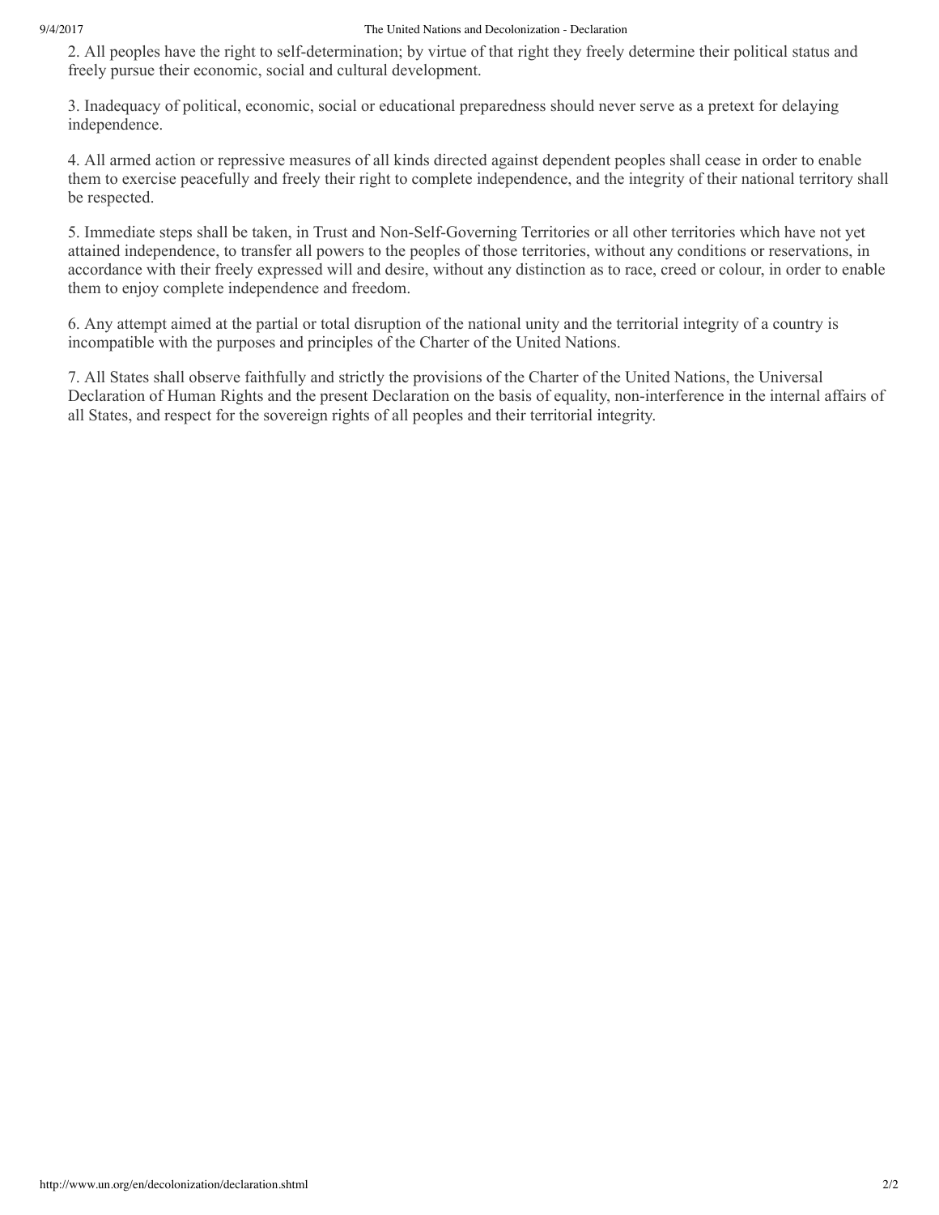2. All peoples have the right to self-determination; by virtue of that right they freely determine their political status and freely pursue their economic, social and cultural development.

3. Inadequacy of political, economic, social or educational preparedness should never serve as a pretext for delaying independence.

4. All armed action or repressive measures of all kinds directed against dependent peoples shall cease in order to enable them to exercise peacefully and freely their right to complete independence, and the integrity of their national territory shall be respected.

5. Immediate steps shall be taken, in Trust and Non-Self-Governing Territories or all other territories which have not yet attained independence, to transfer all powers to the peoples of those territories, without any conditions or reservations, in accordance with their freely expressed will and desire, without any distinction as to race, creed or colour, in order to enable them to enjoy complete independence and freedom.

6. Any attempt aimed at the partial or total disruption of the national unity and the territorial integrity of a country is incompatible with the purposes and principles of the Charter of the United Nations.

7. All States shall observe faithfully and strictly the provisions of the Charter of the United Nations, the Universal Declaration of Human Rights and the present Declaration on the basis of equality, non-interference in the internal affairs of all States, and respect for the sovereign rights of all peoples and their territorial integrity.